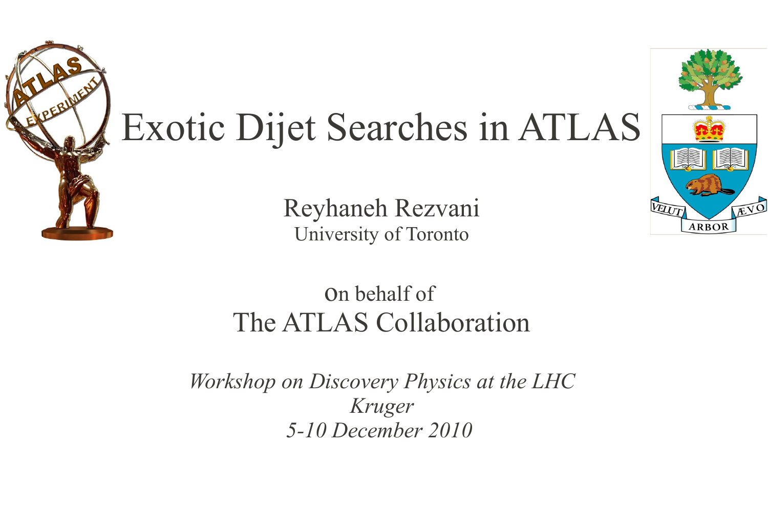# Exotic Dijet Searches in ATLAS

Reyhaneh Rezvani
University of Toronto

On behalf of
The ATLAS Collaboration

*Workshop on Discovery Physics at the LHC*
*Kruger*
*5-10 December 2010*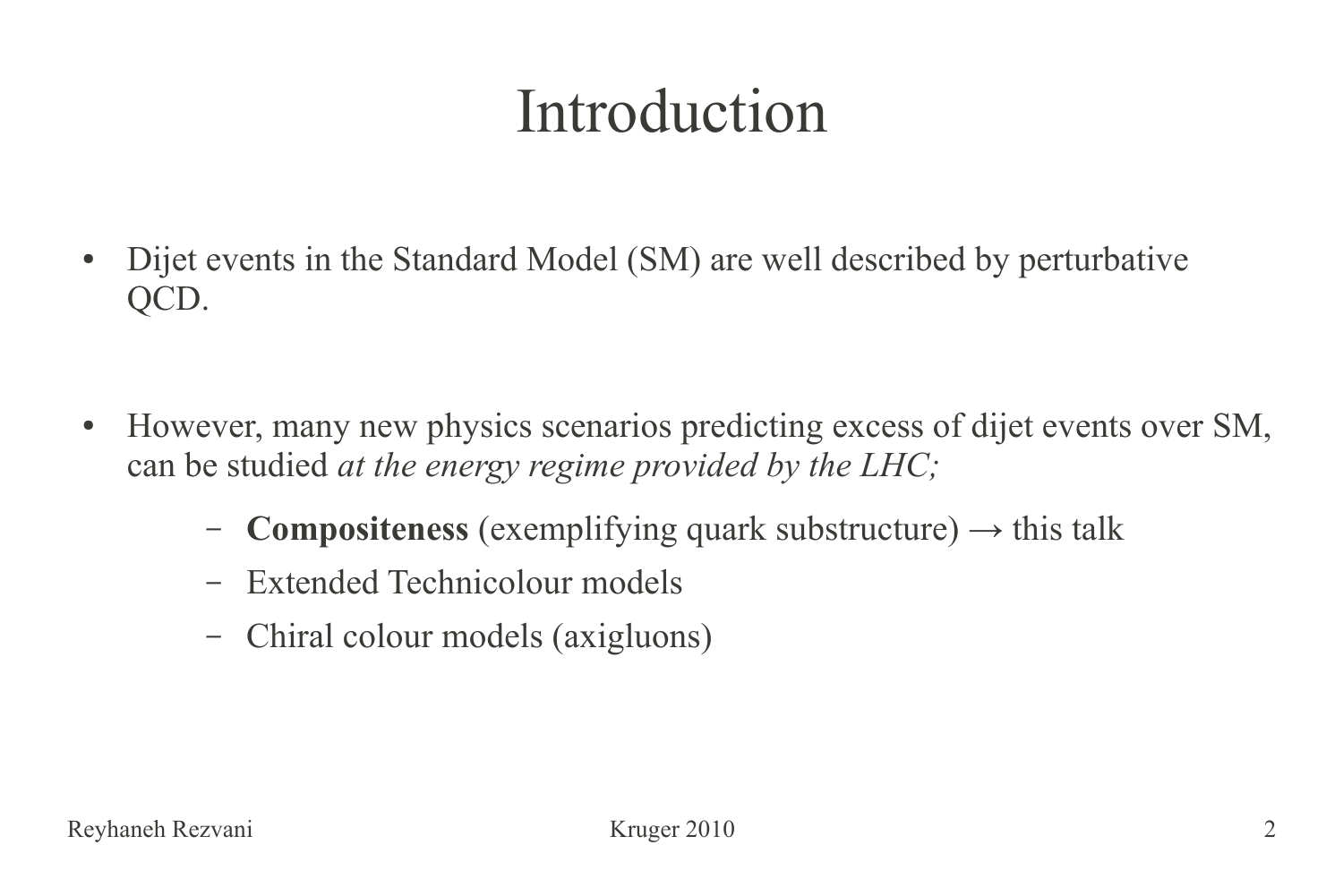# Introduction

- Dijet events in the Standard Model (SM) are well described by perturbative QCD.

- However, many new physics scenarios predicting excess of dijet events over SM, can be studied *at the energy regime provided by the LHC;*
  - **Compositeness** (exemplifying quark substructure) → this talk
  - Extended Technicolour models
  - Chiral colour models (axigluons)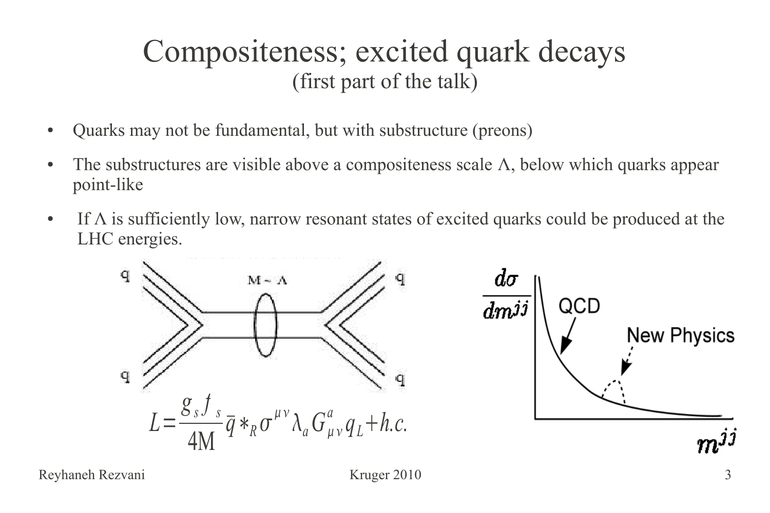# Compositeness; excited quark decays

(first part of the talk)

- Quarks may not be fundamental, but with substructure (preons)
- The substructures are visible above a compositeness scale $\Lambda$, below which quarks appear point-like
- If $\Lambda$ is sufficiently low, narrow resonant states of excited quarks could be produced at the LHC energies.

$$L = \frac{g_s f_s}{4M} \bar{q}*_R \sigma^{\mu\nu} \lambda_a G^a_{\mu\nu} q_L + h.c.$$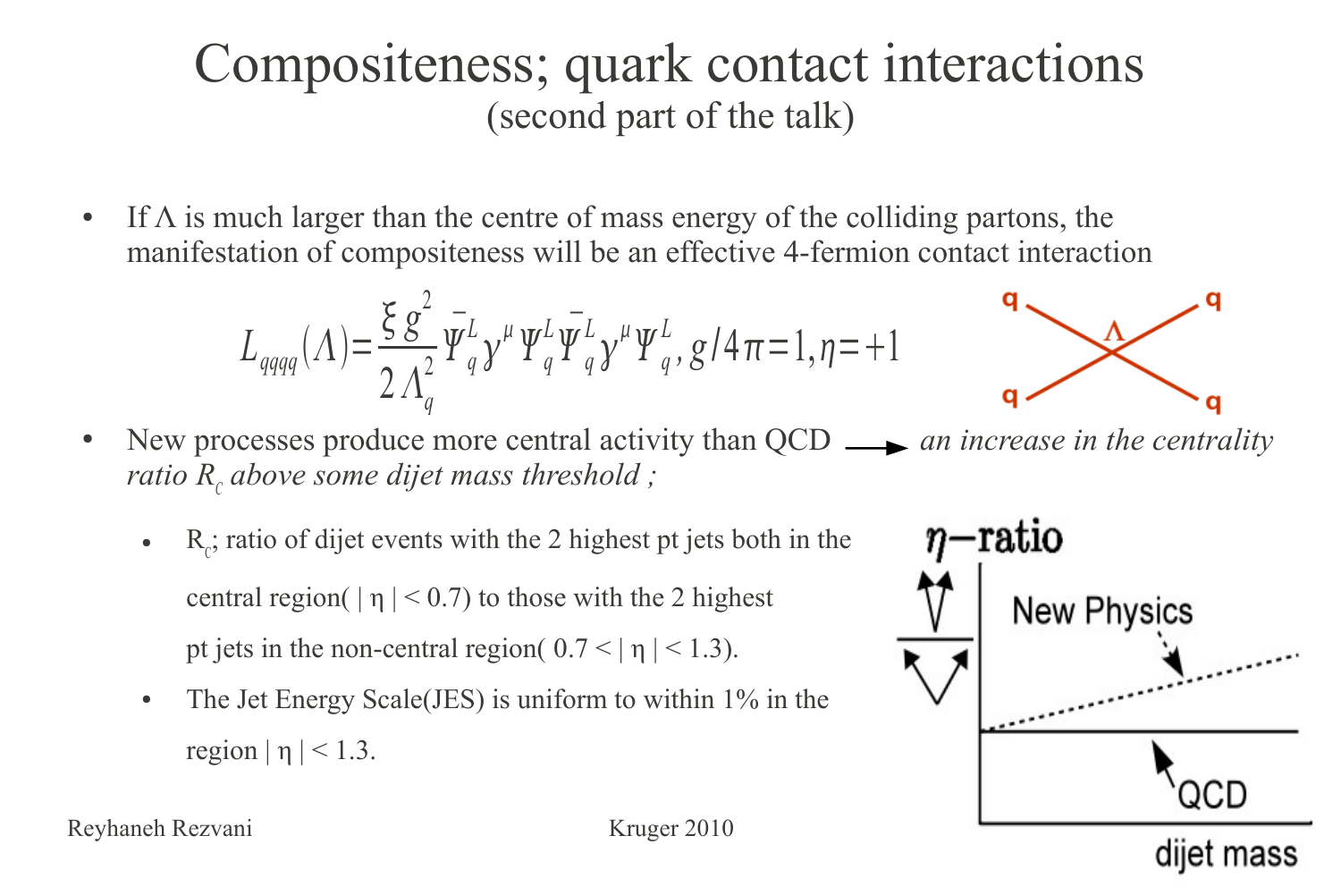# Compositeness; quark contact interactions

(second part of the talk)

- If $\Lambda$ is much larger than the centre of mass energy of the colliding partons, the manifestation of compositeness will be an effective 4-fermion contact interaction

$$L_{qqqq}(\Lambda)=\frac{\xi g^2}{2\Lambda_q^2}\bar{\Psi}_q^L\gamma^\mu\Psi_q^L\bar{\Psi}_q^L\gamma^\mu\Psi_q^L, g/4\pi=1, \eta=+1$$

- New processes produce more central activity than QCD → *an increase in the centrality ratio $R_c$ above some dijet mass threshold ;*
  - $R_c$; ratio of dijet events with the 2 highest pt jets both in the central region( $|\eta| < 0.7$) to those with the 2 highest pt jets in the non-central region( $0.7 < |\eta| < 1.3$).
  - The Jet Energy Scale(JES) is uniform to within 1% in the region $|\eta| < 1.3$.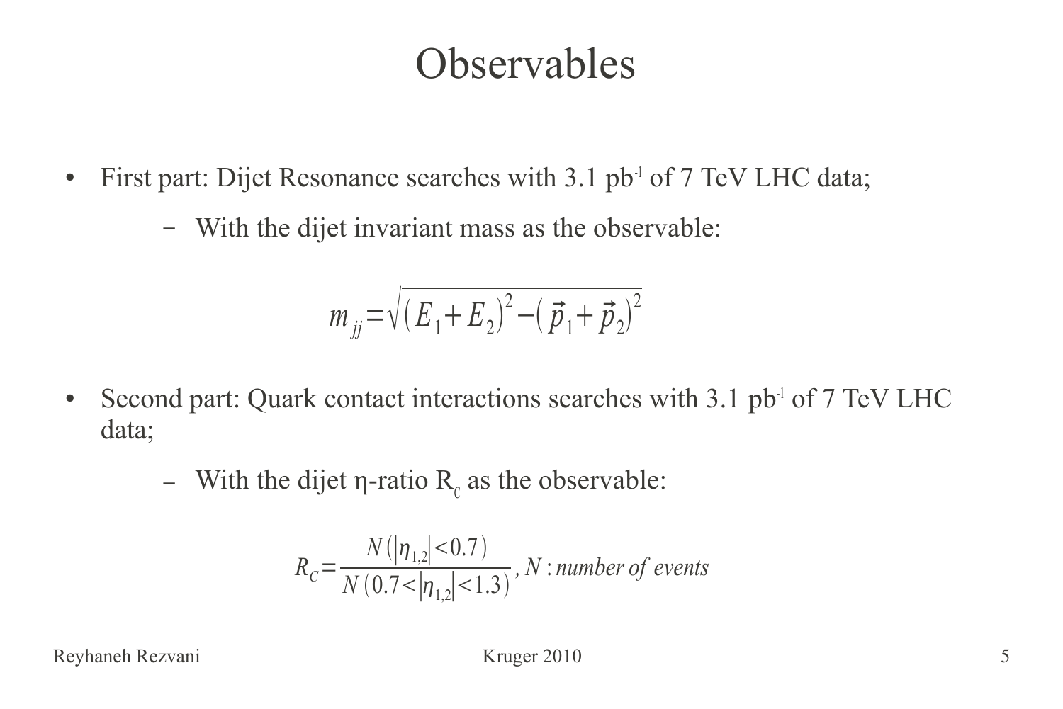# Observables

- First part: Dijet Resonance searches with 3.1 $pb^{-1}$ of 7 TeV LHC data;
  - With the dijet invariant mass as the observable:

$$m_{jj} = \sqrt{(E_1 + E_2)^2 - (\vec{p}_1 + \vec{p}_2)^2}$$

- Second part: Quark contact interactions searches with 3.1 $pb^{-1}$ of 7 TeV LHC data;
  - With the dijet η-ratio $R_C$ as the observable:

$$R_C = \frac{N(|\eta_{1,2}| < 0.7)}{N(0.7 < |\eta_{1,2}| < 1.3)}, \; N: \textit{number of events}$$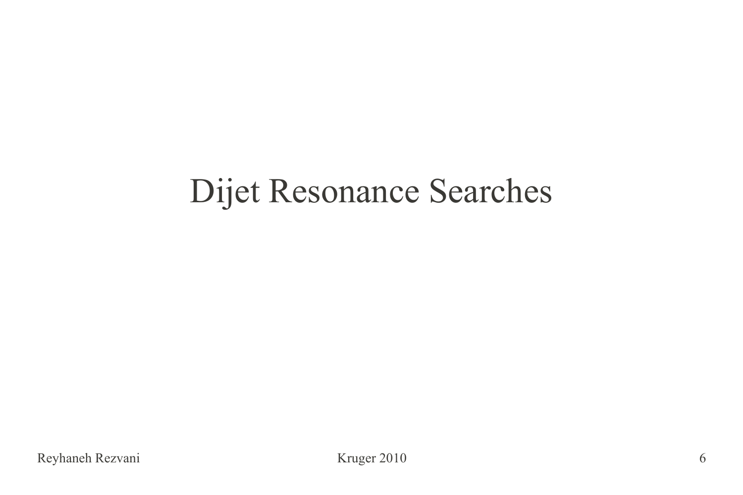# Dijet Resonance Searches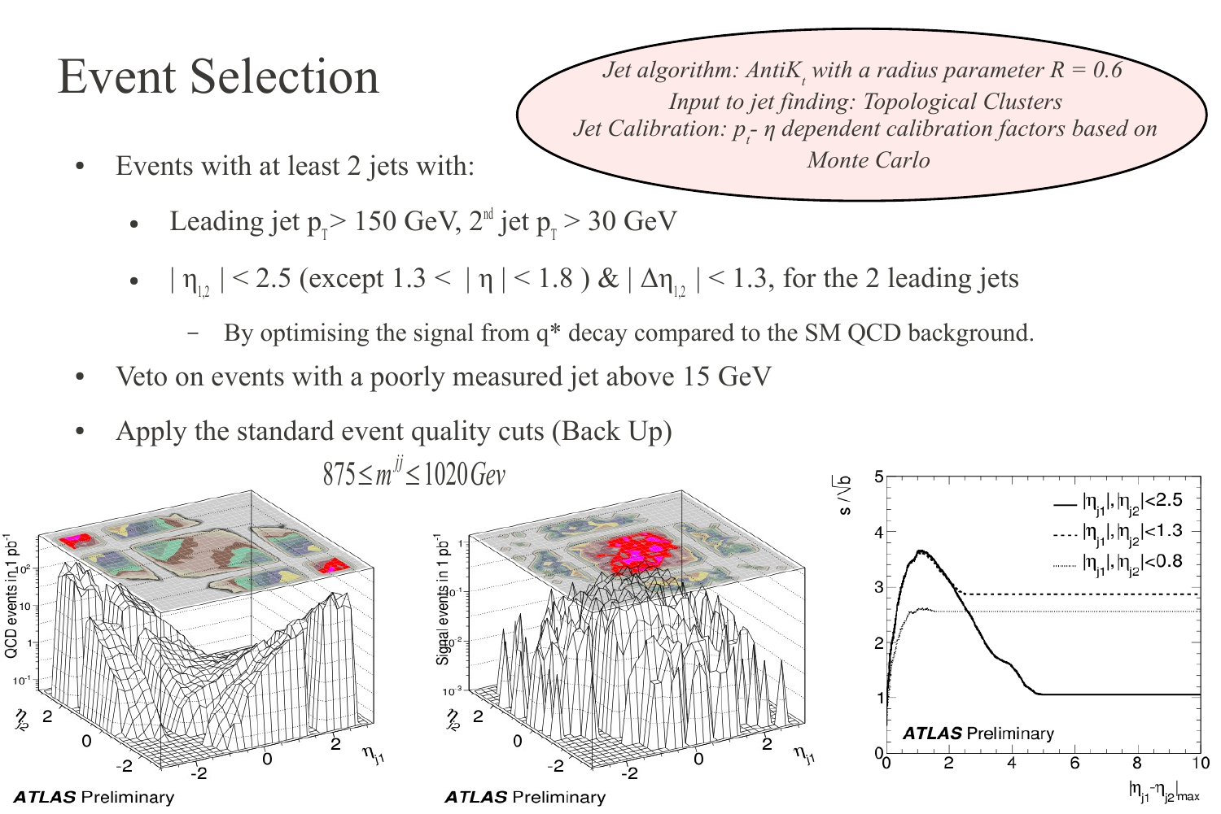# Event Selection

*Jet algorithm: AntiK$_t$ with a radius parameter R = 0.6*
*Input to jet finding: Topological Clusters*
*Jet Calibration: $p_t$- $\eta$ dependent calibration factors based on Monte Carlo*

- Events with at least 2 jets with:
  - Leading jet $p_T > 150$ GeV, 2[nd] jet $p_T > 30$ GeV
  - $|\eta_{1,2}| < 2.5$ (except $1.3 < |\eta| < 1.8$ ) & $|\Delta\eta_{1,2}| < 1.3$, for the 2 leading jets
    - By optimising the signal from q* decay compared to the SM QCD background.
- Veto on events with a poorly measured jet above 15 GeV
- Apply the standard event quality cuts (Back Up)

$$875 \leq m^{jj} \leq 1020\, Gev$$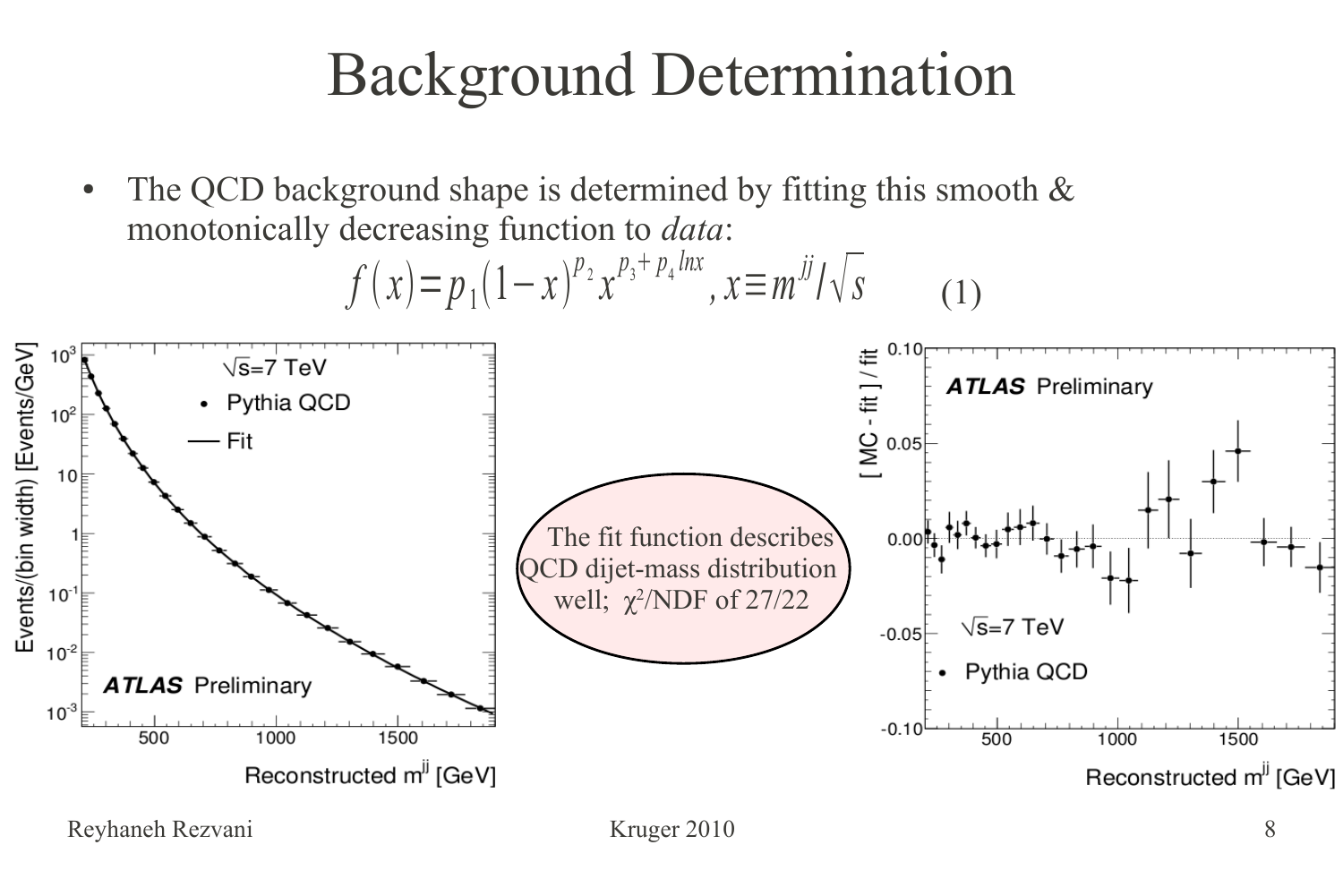# Background Determination

- The QCD background shape is determined by fitting this smooth & monotonically decreasing function to *data*:

$$f(x) = p_1(1-x)^{p_2} x^{p_3 + p_4 \ln x}, \quad x \equiv m^{jj}/\sqrt{s} \qquad (1)$$

The fit function describes QCD dijet-mass distribution well; $\chi^2$/NDF of 27/22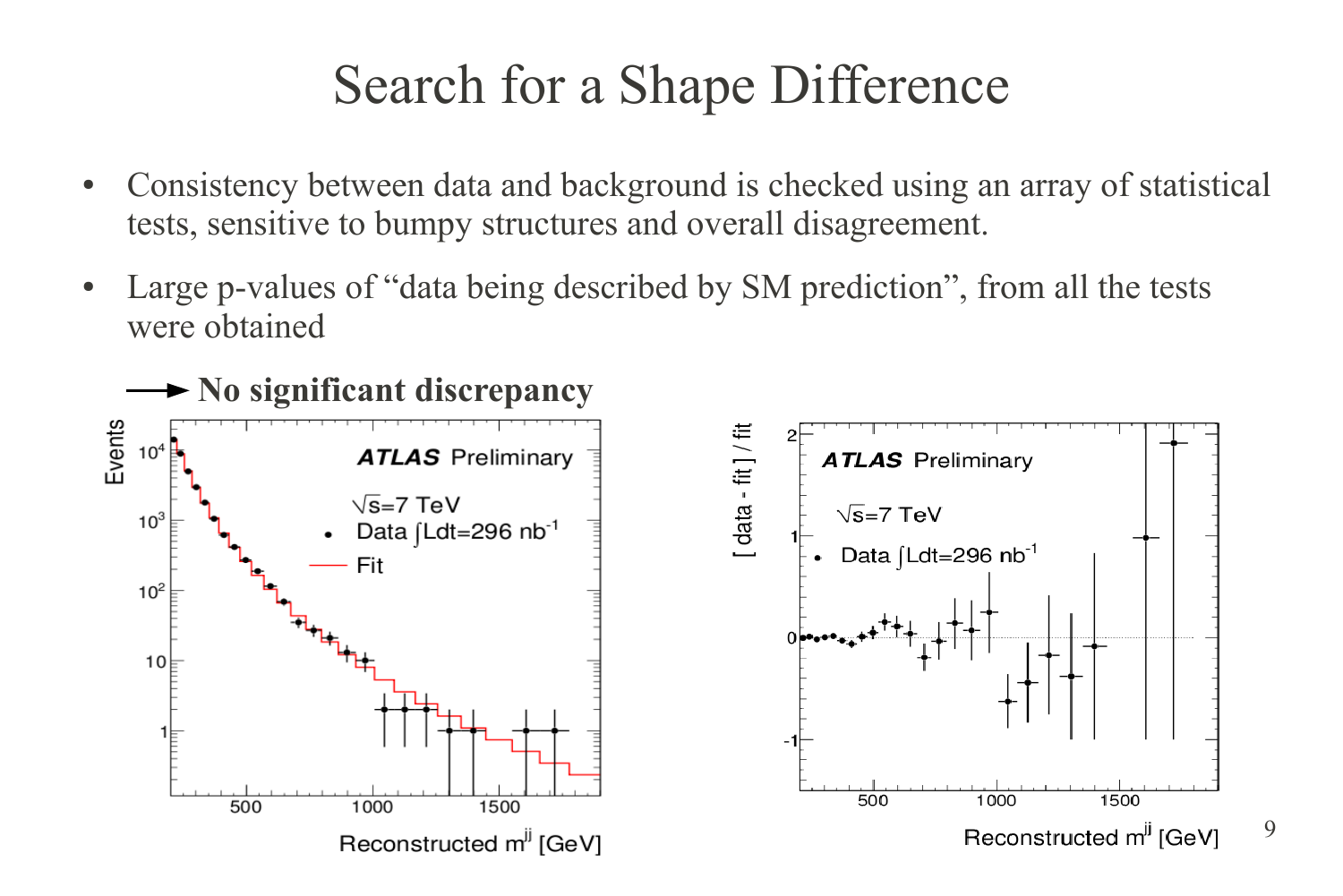# Search for a Shape Difference

- Consistency between data and background is checked using an array of statistical tests, sensitive to bumpy structures and overall disagreement.
- Large p-values of "data being described by SM prediction", from all the tests were obtained

→ **No significant discrepancy**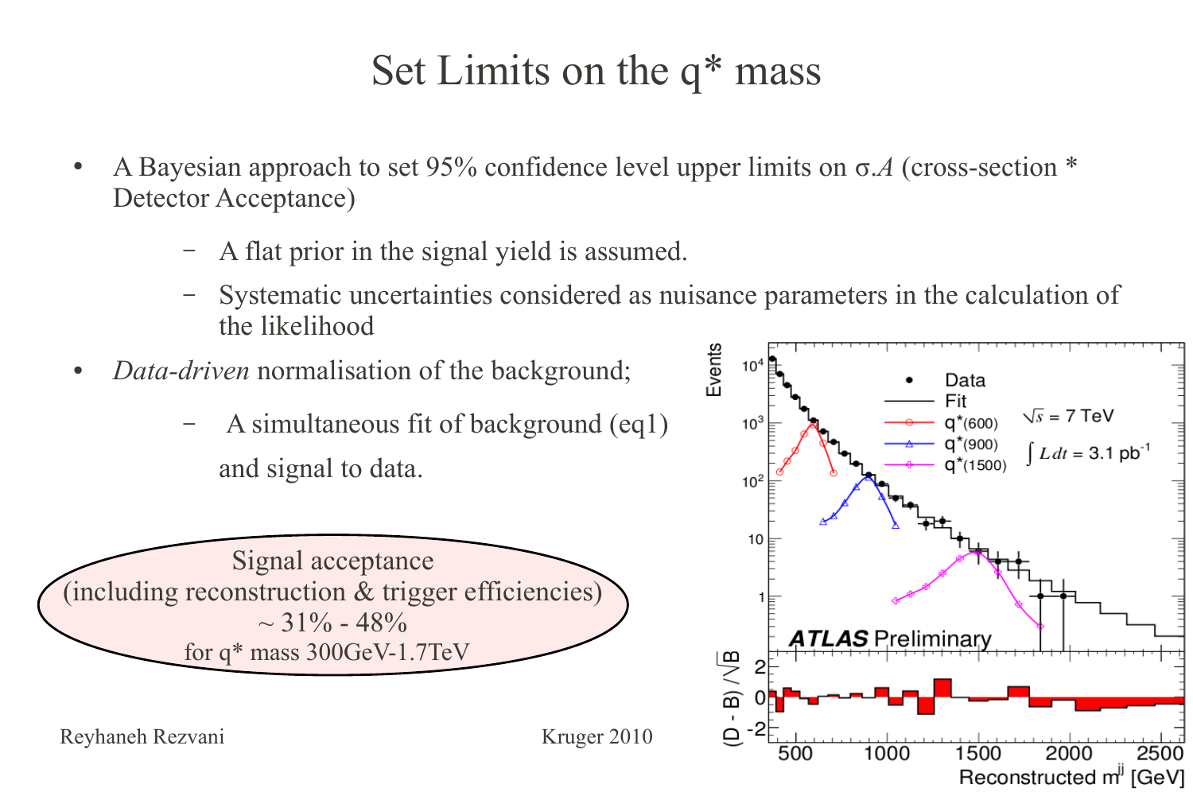# Set Limits on the q* mass

- A Bayesian approach to set 95% confidence level upper limits on $\sigma.A$ (cross-section * Detector Acceptance)
  - A flat prior in the signal yield is assumed.
  - Systematic uncertainties considered as nuisance parameters in the calculation of the likelihood
- *Data-driven* normalisation of the background;
  - A simultaneous fit of background (eq1) and signal to data.

Signal acceptance
(including reconstruction & trigger efficiencies)
~ 31% - 48%
for q* mass 300GeV-1.7TeV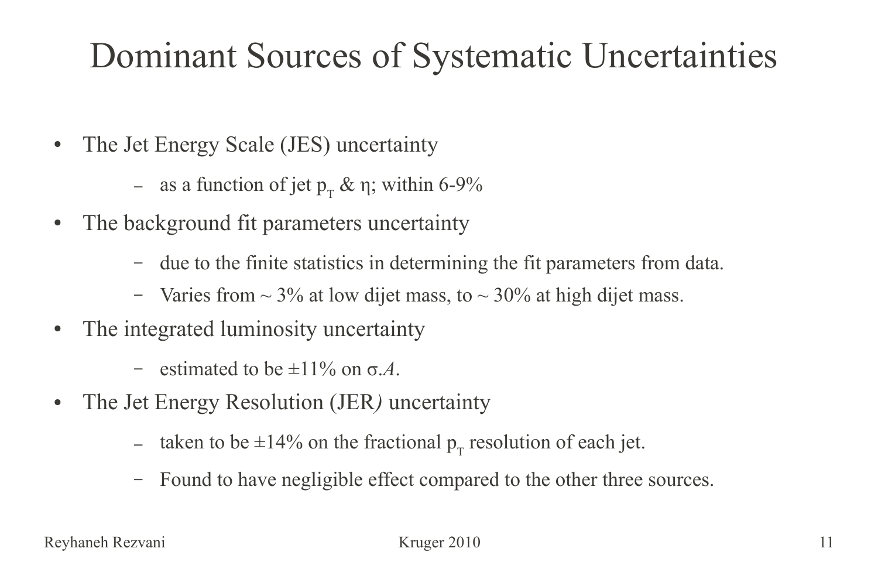# Dominant Sources of Systematic Uncertainties

- The Jet Energy Scale (JES) uncertainty
  - as a function of jet $p_T$ & $\eta$; within 6-9%
- The background fit parameters uncertainty
  - due to the finite statistics in determining the fit parameters from data.
  - Varies from ~ 3% at low dijet mass, to ~ 30% at high dijet mass.
- The integrated luminosity uncertainty
  - estimated to be ±11% on $\sigma.\mathcal{A}$.
- The Jet Energy Resolution (JER*)* uncertainty
  - taken to be ±14% on the fractional $p_T$ resolution of each jet.
  - Found to have negligible effect compared to the other three sources.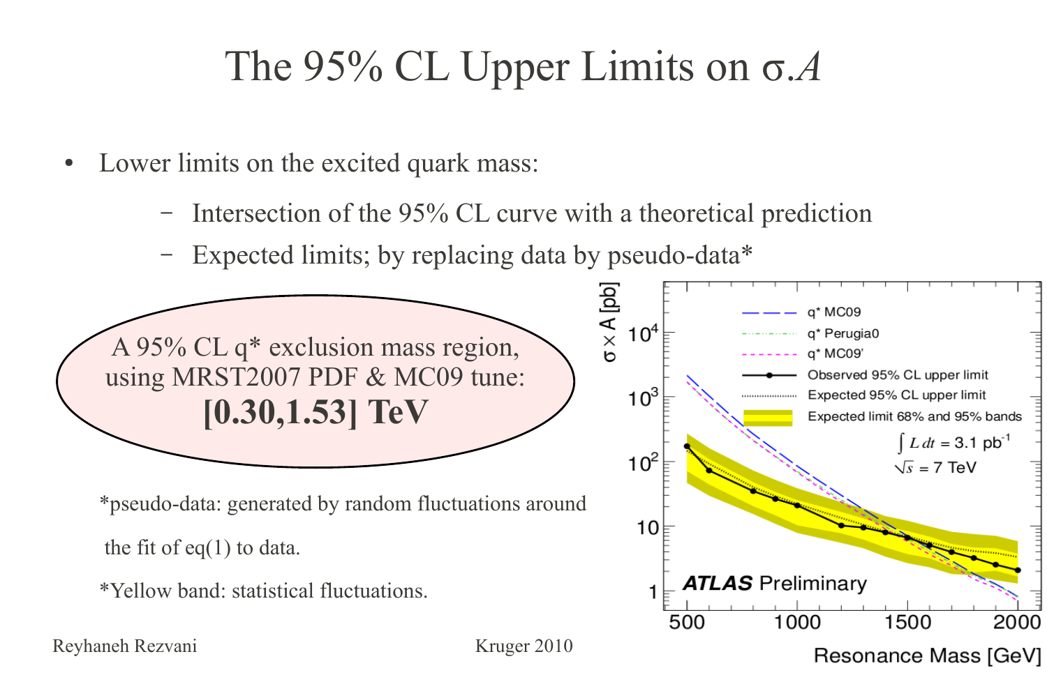# The 95% CL Upper Limits on σ.*A*

- Lower limits on the excited quark mass:
  - Intersection of the 95% CL curve with a theoretical prediction
  - Expected limits; by replacing data by pseudo-data*

A 95% CL q* exclusion mass region, using MRST2007 PDF & MC09 tune:
**[0.30,1.53] TeV**

*pseudo-data: generated by random fluctuations around the fit of eq(1) to data.

*Yellow band: statistical fluctuations.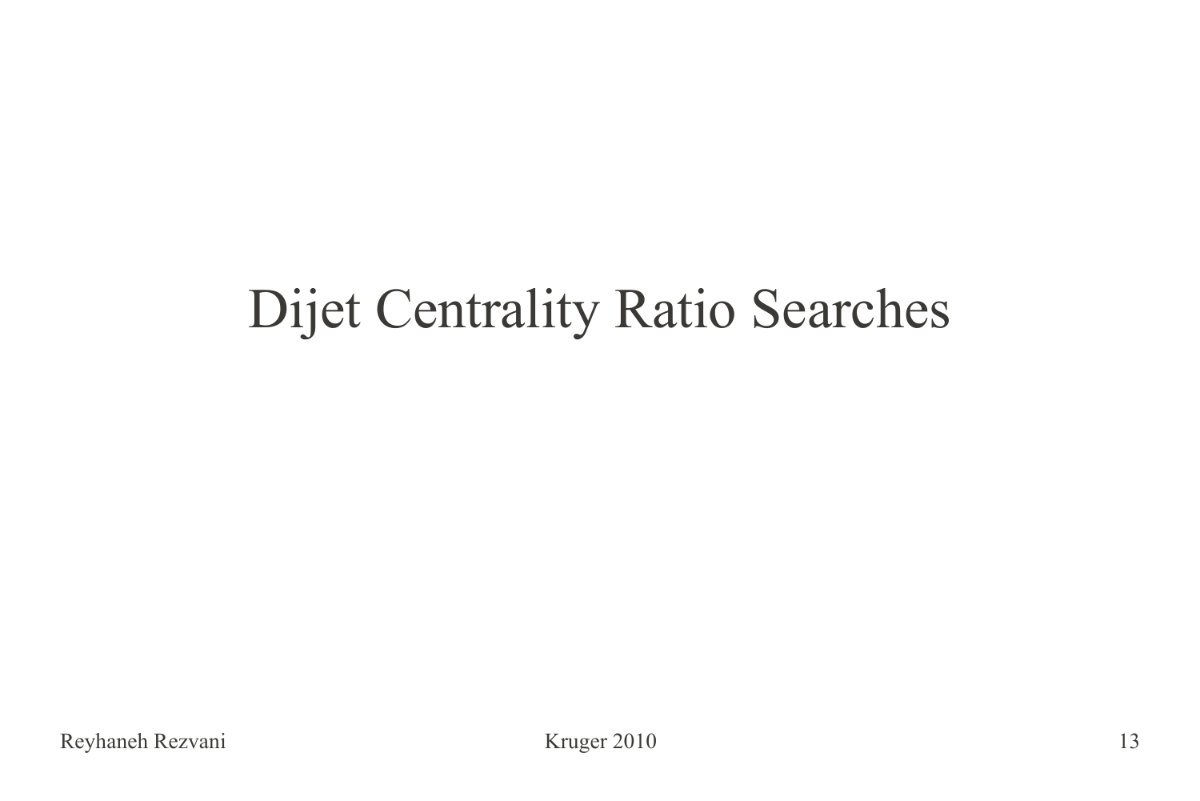# Dijet Centrality Ratio Searches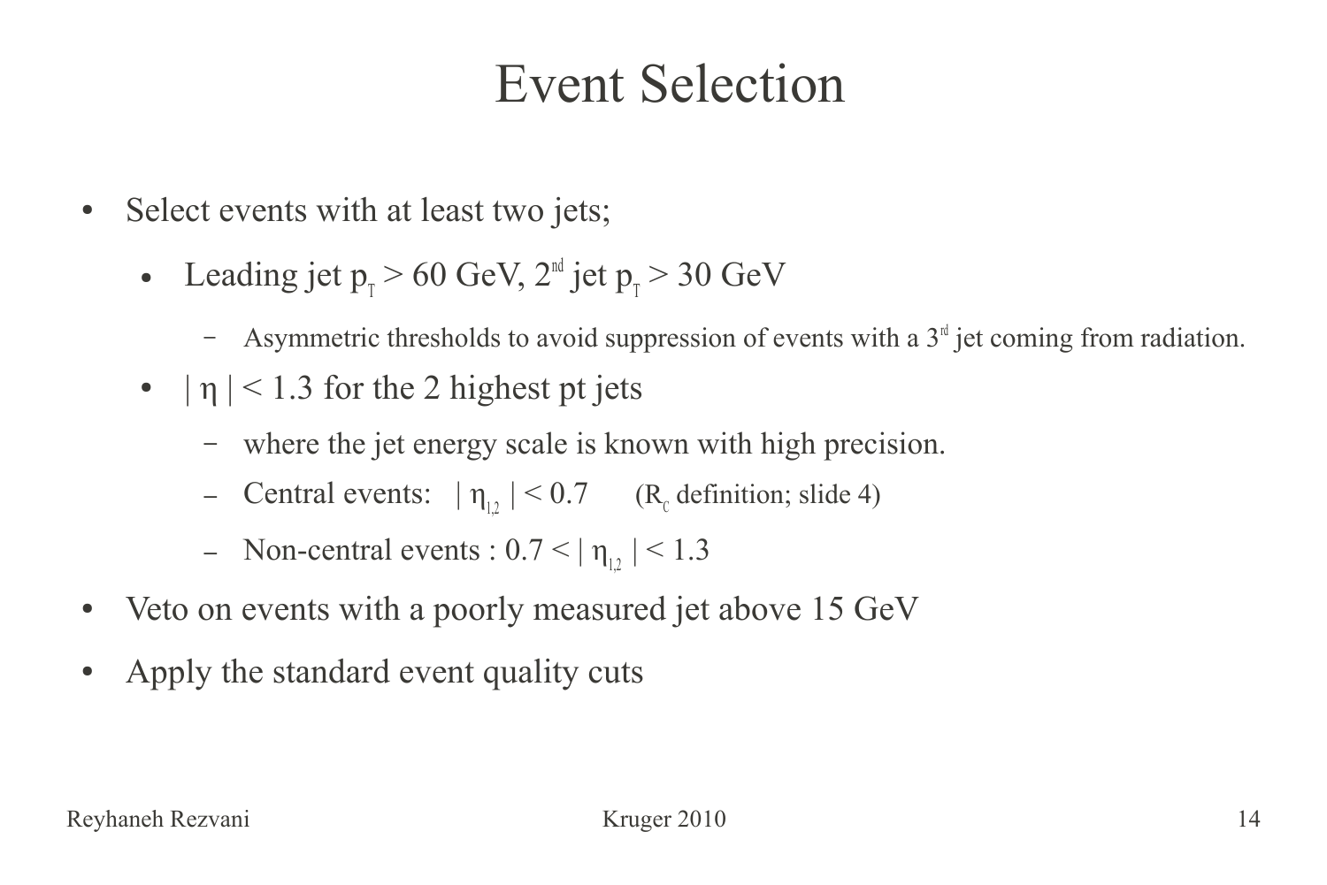# Event Selection

- Select events with at least two jets;
  - Leading jet $p_T > 60$ GeV, $2^{nd}$ jet $p_T > 30$ GeV
    - Asymmetric thresholds to avoid suppression of events with a $3^{rd}$ jet coming from radiation.
  - $|\eta| < 1.3$ for the 2 highest pt jets
    - where the jet energy scale is known with high precision.
    - Central events: $|\eta_{1,2}| < 0.7$ ($R_C$ definition; slide 4)
    - Non-central events : $0.7 < |\eta_{1,2}| < 1.3$
- Veto on events with a poorly measured jet above 15 GeV
- Apply the standard event quality cuts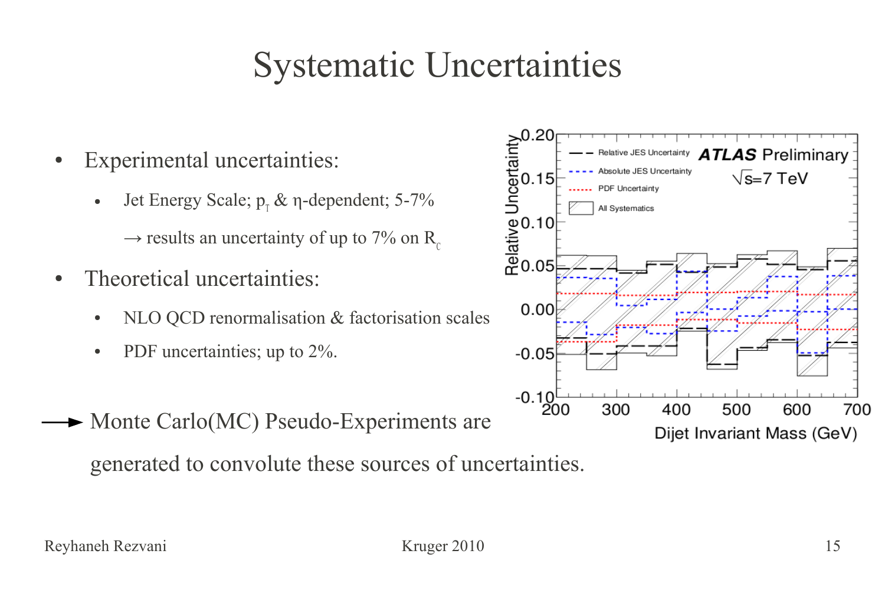# Systematic Uncertainties

- Experimental uncertainties:
  - Jet Energy Scale; $p_T$ & $\eta$-dependent; 5-7%

    → results an uncertainty of up to 7% on $R_C$
- Theoretical uncertainties:
  - NLO QCD renormalisation & factorisation scales
  - PDF uncertainties; up to 2%.

→ Monte Carlo(MC) Pseudo-Experiments are generated to convolute these sources of uncertainties.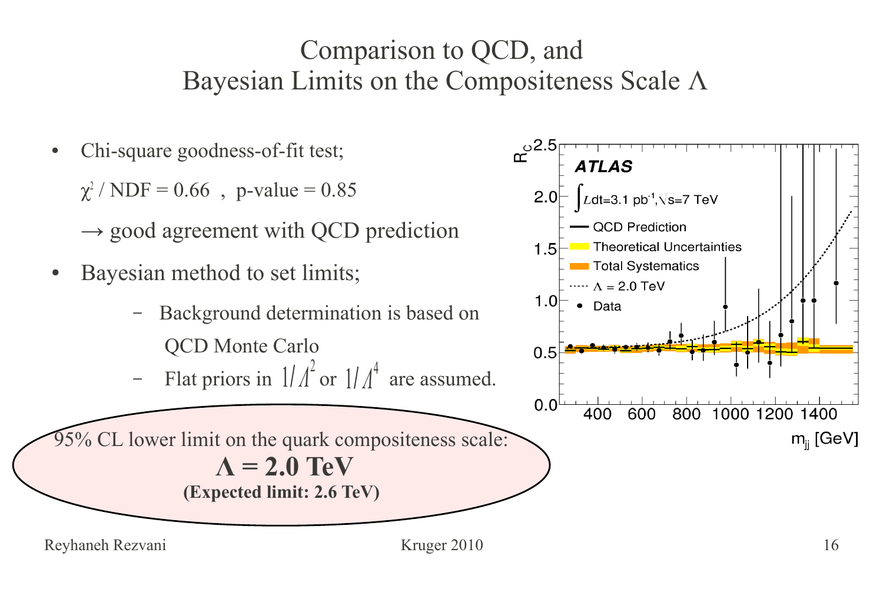# Comparison to QCD, and Bayesian Limits on the Compositeness Scale $\Lambda$

- Chi-square goodness-of-fit test;

  $\chi^2$ / NDF = 0.66 , p-value = 0.85

  → good agreement with QCD prediction

- Bayesian method to set limits;
  - Background determination is based on QCD Monte Carlo
  - Flat priors in $1/\Lambda^2$ or $1/\Lambda^4$ are assumed.

95% CL lower limit on the quark compositeness scale:

**$\Lambda$ = 2.0 TeV**

**(Expected limit: 2.6 TeV)**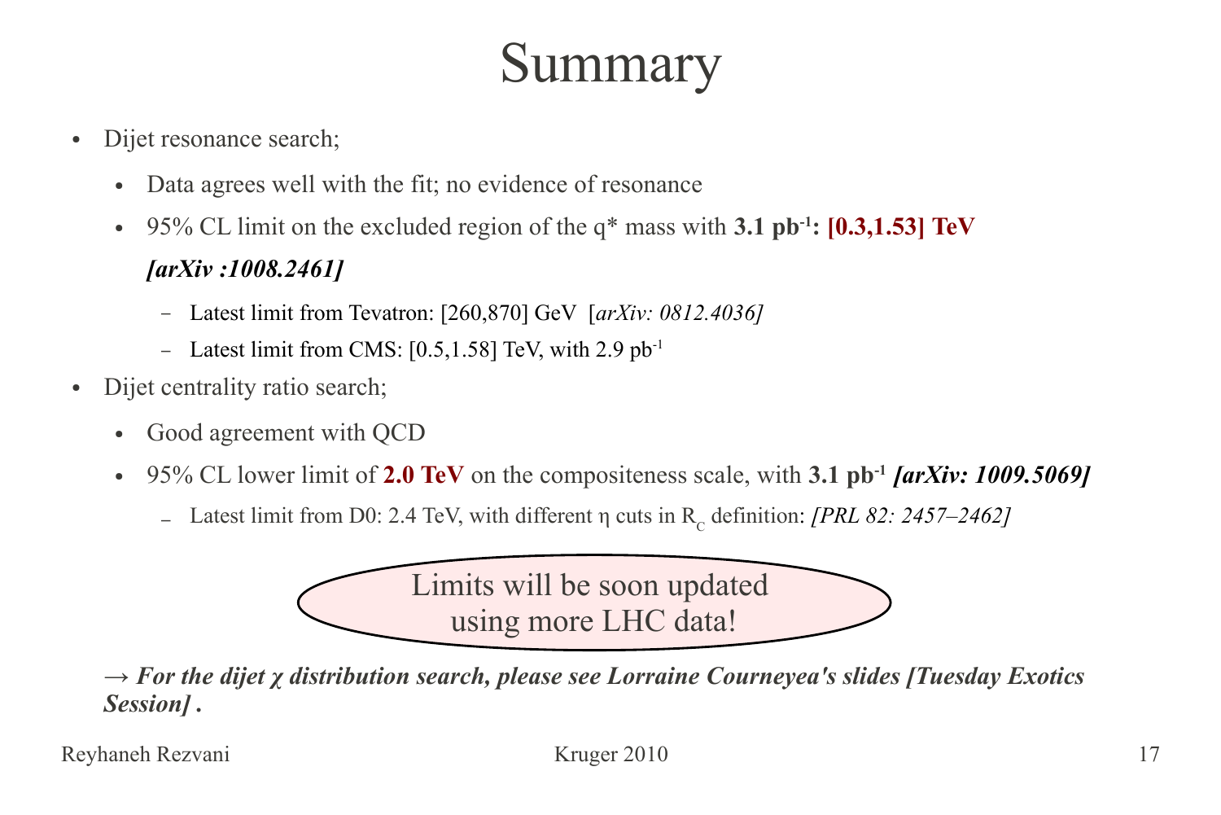# Summary

- Dijet resonance search;
  - Data agrees well with the fit; no evidence of resonance
  - 95% CL limit on the excluded region of the q* mass with **3.1 pb$^{-1}$: [0.3,1.53] TeV** ***[arXiv :1008.2461]***
    - Latest limit from Tevatron: [260,870] GeV [*arXiv: 0812.4036]*
    - Latest limit from CMS: [0.5,1.58] TeV, with 2.9 pb$^{-1}$
- Dijet centrality ratio search;
  - Good agreement with QCD
  - 95% CL lower limit of **2.0 TeV** on the compositeness scale, with **3.1 pb$^{-1}$** ***[arXiv: 1009.5069]***
    - Latest limit from D0: 2.4 TeV, with different $\eta$ cuts in $R_C$ definition: *[PRL 82: 2457–2462]*

Limits will be soon updated using more LHC data!

***→ For the dijet $\chi$ distribution search, please see Lorraine Courneyea's slides [Tuesday Exotics Session] .***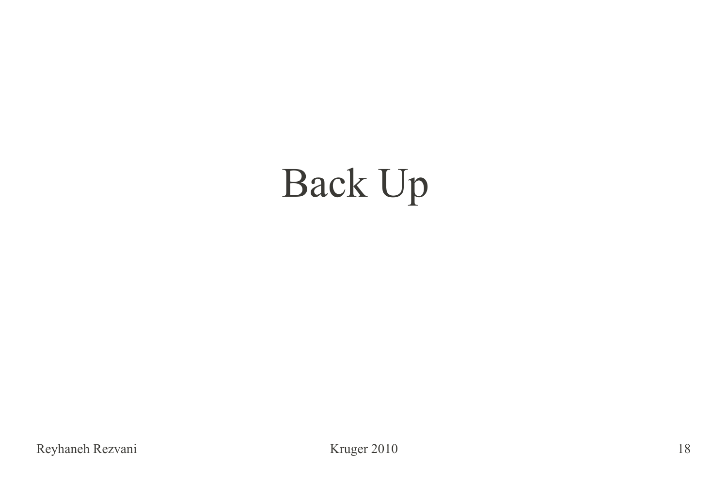# Back Up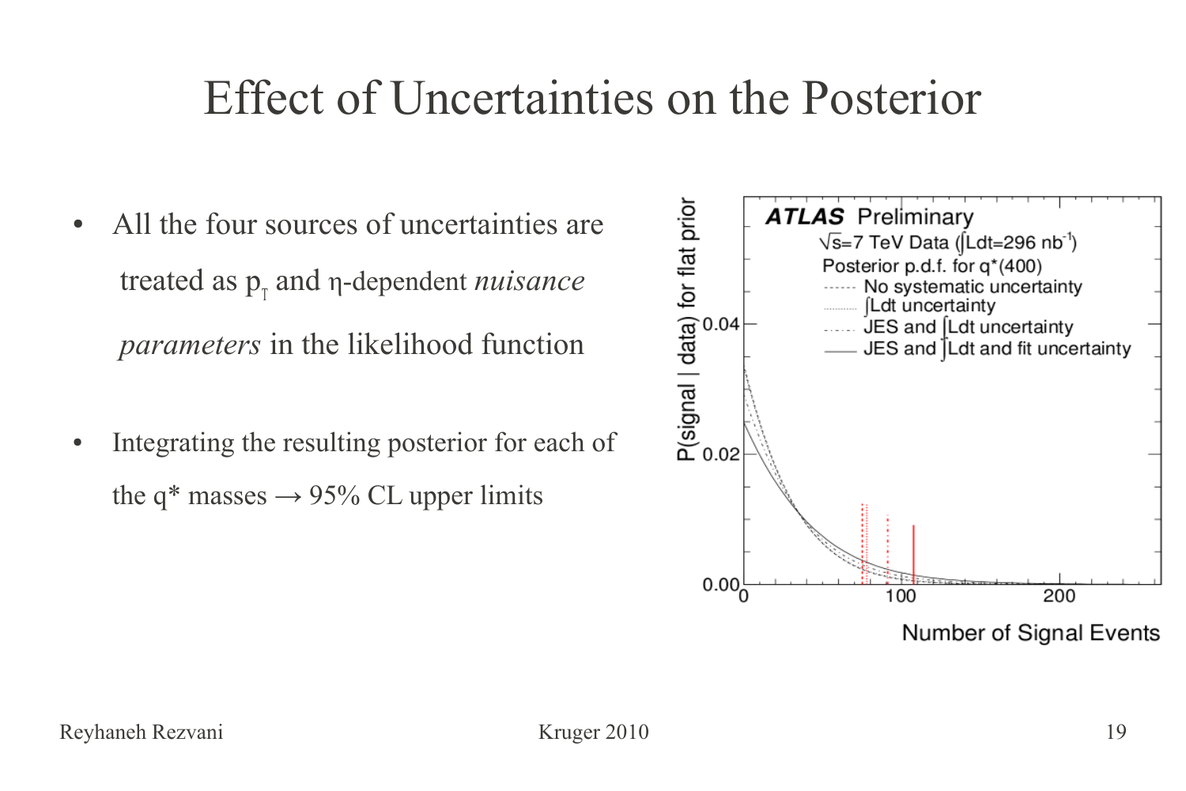# Effect of Uncertainties on the Posterior

- All the four sources of uncertainties are treated as $p_T$ and $\eta$-dependent *nuisance parameters* in the likelihood function

- Integrating the resulting posterior for each of the q* masses → 95% CL upper limits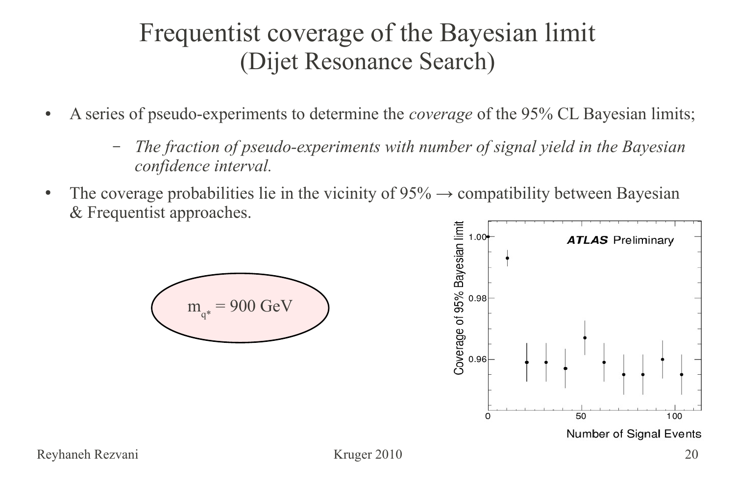# Frequentist coverage of the Bayesian limit (Dijet Resonance Search)

- A series of pseudo-experiments to determine the *coverage* of the 95% CL Bayesian limits;
  - *The fraction of pseudo-experiments with number of signal yield in the Bayesian confidence interval.*
- The coverage probabilities lie in the vicinity of 95% → compatibility between Bayesian & Frequentist approaches.

$m_{q^*}$ = 900 GeV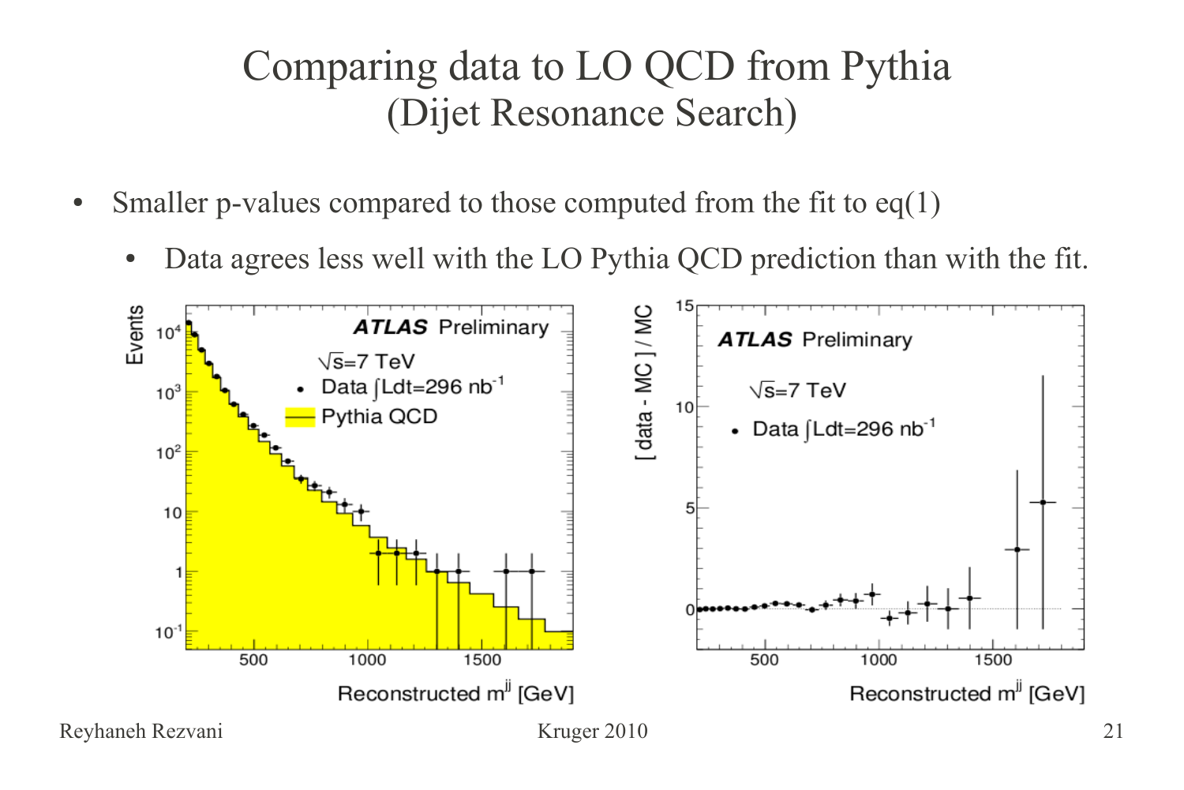# Comparing data to LO QCD from Pythia
## (Dijet Resonance Search)

- Smaller p-values compared to those computed from the fit to eq(1)
  - Data agrees less well with the LO Pythia QCD prediction than with the fit.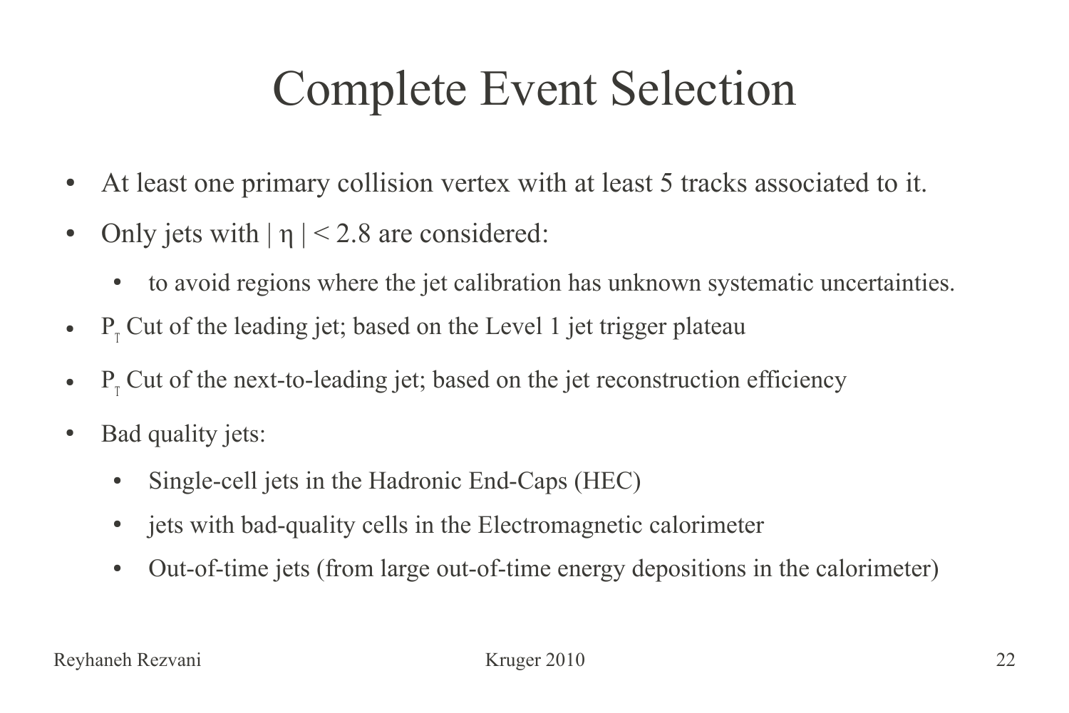# Complete Event Selection

- At least one primary collision vertex with at least 5 tracks associated to it.
- Only jets with $|\eta| < 2.8$ are considered:
  - to avoid regions where the jet calibration has unknown systematic uncertainties.
- $P_T$ Cut of the leading jet; based on the Level 1 jet trigger plateau
- $P_T$ Cut of the next-to-leading jet; based on the jet reconstruction efficiency
- Bad quality jets:
  - Single-cell jets in the Hadronic End-Caps (HEC)
  - jets with bad-quality cells in the Electromagnetic calorimeter
  - Out-of-time jets (from large out-of-time energy depositions in the calorimeter)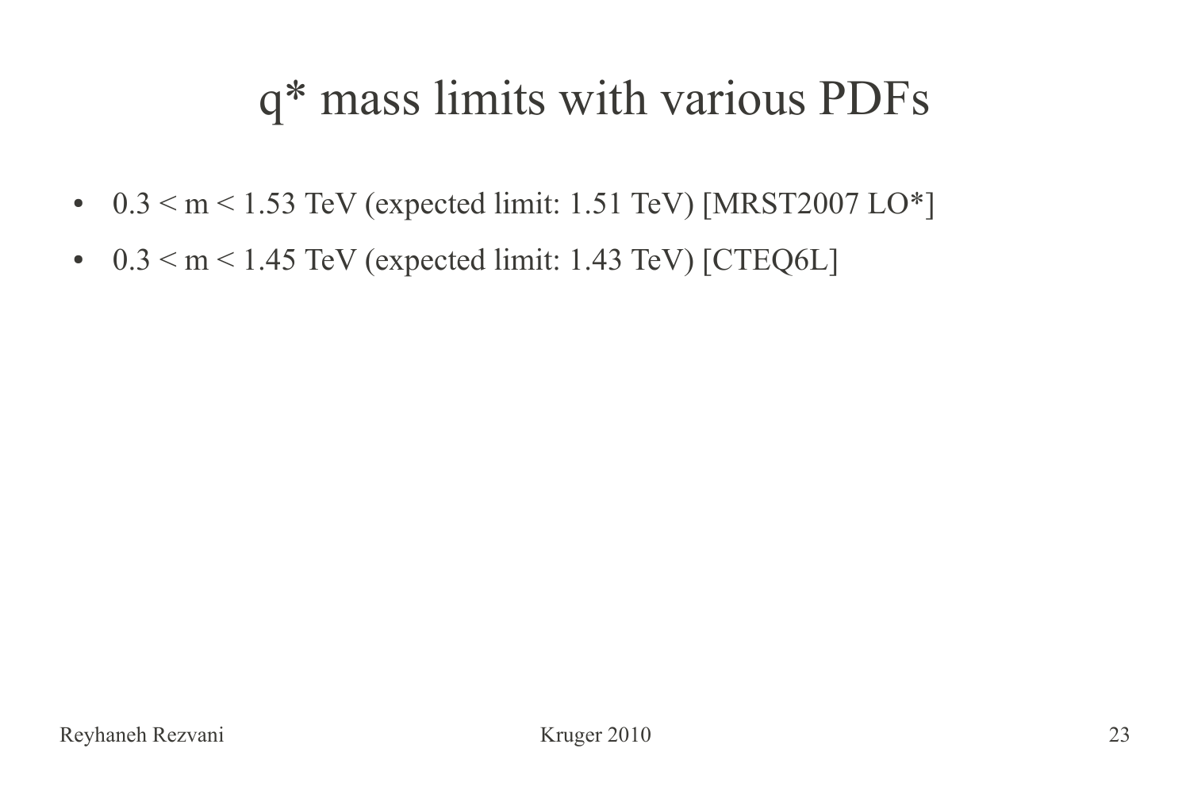# q* mass limits with various PDFs

- $0.3 < m < 1.53$ TeV (expected limit: 1.51 TeV) [MRST2007 LO*]
- $0.3 < m < 1.45$ TeV (expected limit: 1.43 TeV) [CTEQ6L]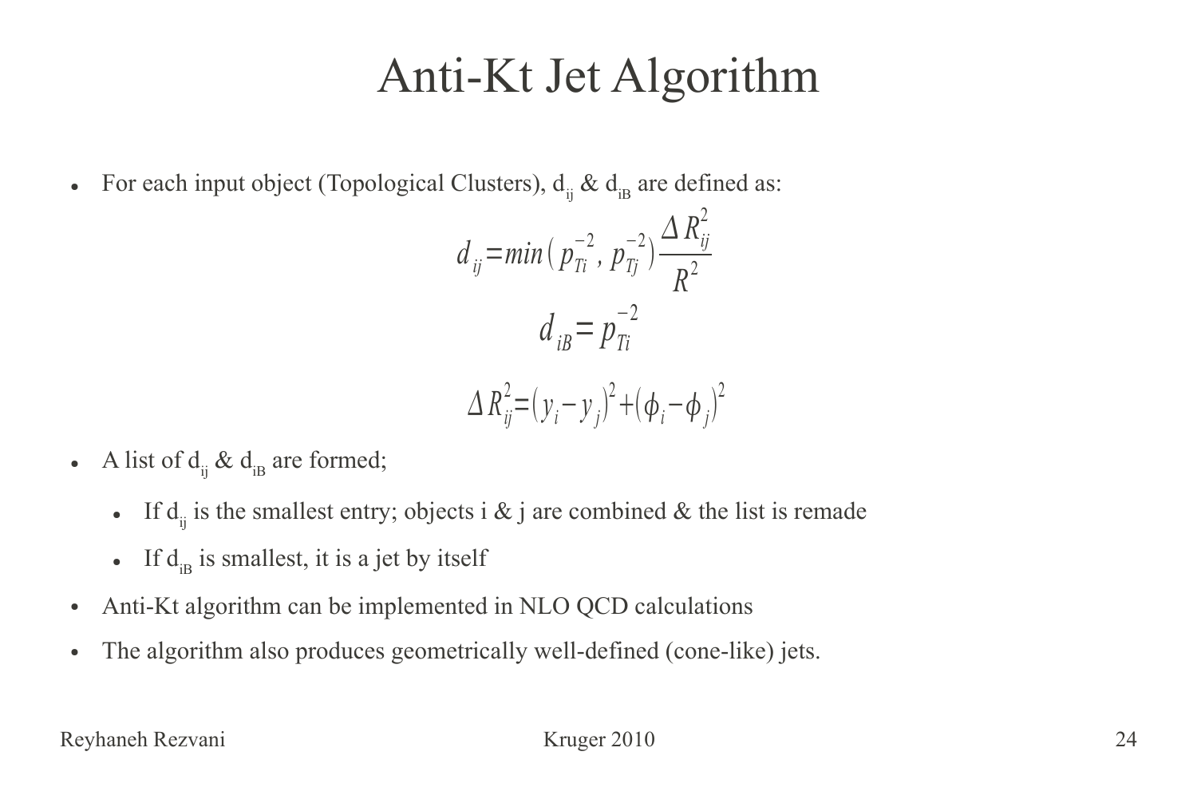# Anti-Kt Jet Algorithm

- For each input object (Topological Clusters), $d_{ij}$ & $d_{iB}$ are defined as:

$$d_{ij} = min(p_{Ti}^{-2}, p_{Tj}^{-2}) \frac{\Delta R_{ij}^2}{R^2}$$

$$d_{iB} = p_{Ti}^{-2}$$

$$\Delta R_{ij}^2 = (y_i - y_j)^2 + (\phi_i - \phi_j)^2$$

- A list of $d_{ij}$ & $d_{iB}$ are formed;
  - If $d_{ij}$ is the smallest entry; objects i & j are combined & the list is remade
  - If $d_{iB}$ is smallest, it is a jet by itself
- Anti-Kt algorithm can be implemented in NLO QCD calculations
- The algorithm also produces geometrically well-defined (cone-like) jets.